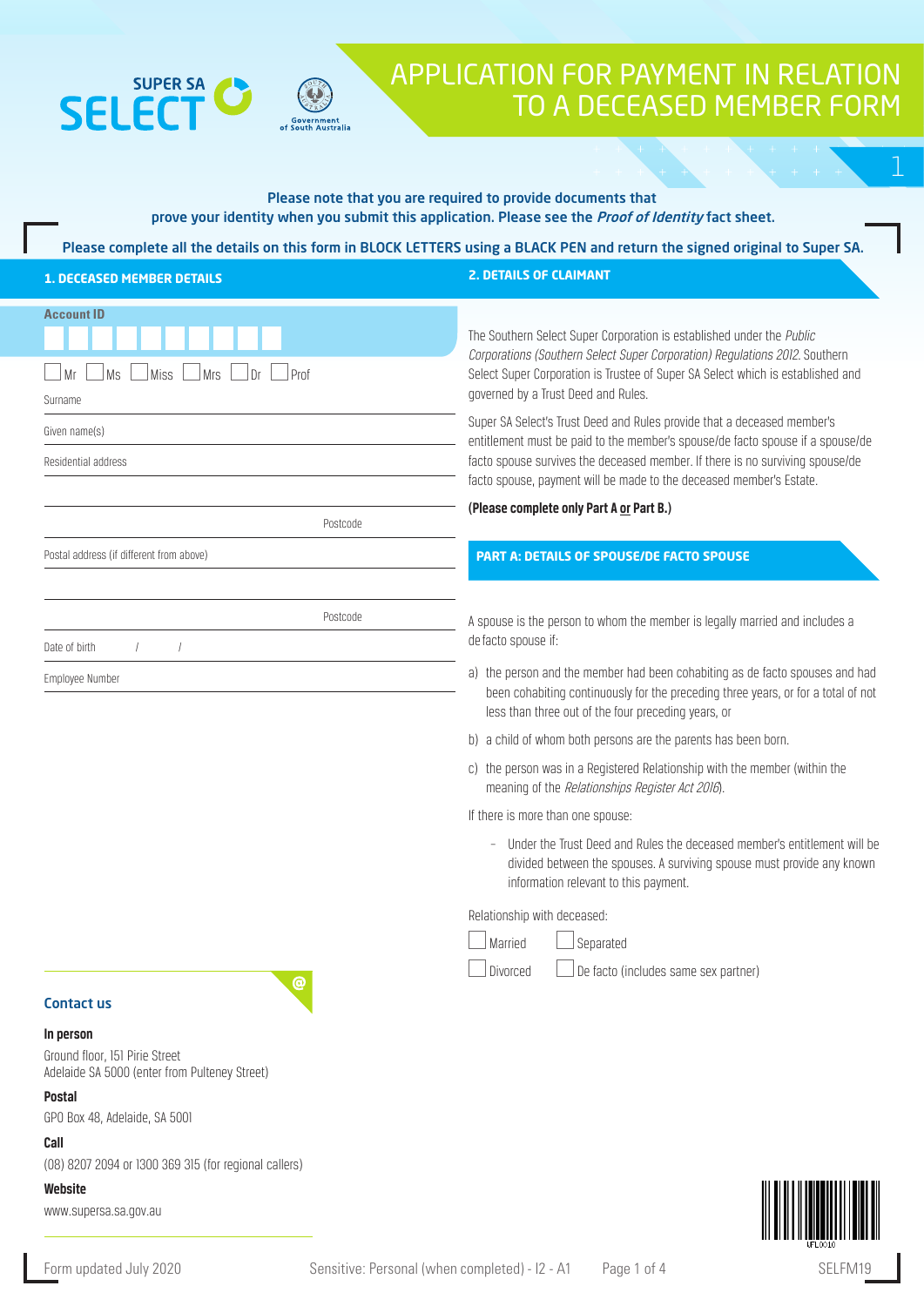SUPER SA SELECT

Government of South Australia

# APPLICATION FOR PAYMENT IN RELATION TO A DECEASED MEMBER FORM

**Please note that you are required to provide documents that prove your identity when you submit this application. Please see the *Proof of Identity* fact sheet.**

**Please complete all the details on this form in BLOCK LETTERS using a BLACK PEN and return the signed original to Super SA.**

## 1. DECEASED MEMBER DETAILS

Account ID

☐ Mr ☐ Ms ☐ Miss ☐ Mrs ☐ Dr ☐ Prof

Surname

Given name(s)

Residential address

Postcode

Postal address (if different from above)

Postcode

Date of birth / /

Employee Number

## 2. DETAILS OF CLAIMANT

The Southern Select Super Corporation is established under the *Public Corporations (Southern Select Super Corporation) Regulations 2012*. Southern Select Super Corporation is Trustee of Super SA Select which is established and governed by a Trust Deed and Rules.

Super SA Select's Trust Deed and Rules provide that a deceased member's entitlement must be paid to the member's spouse/de facto spouse if a spouse/de facto spouse survives the deceased member. If there is no surviving spouse/de facto spouse, payment will be made to the deceased member's Estate.

**(Please complete only Part A or Part B.)**

### PART A: DETAILS OF SPOUSE/DE FACTO SPOUSE

A spouse is the person to whom the member is legally married and includes a de facto spouse if:

a) the person and the member had been cohabiting as de facto spouses and had been cohabiting continuously for the preceding three years, or for a total of not less than three out of the four preceding years, or

b) a child of whom both persons are the parents has been born.

c) the person was in a Registered Relationship with the member (within the meaning of the *Relationships Register Act 2016*).

If there is more than one spouse:

- Under the Trust Deed and Rules the deceased member's entitlement will be divided between the spouses. A surviving spouse must provide any known information relevant to this payment.

Relationship with deceased:

☐ Married ☐ Separated

☐ Divorced ☐ De facto (includes same sex partner)

### Contact us

**In person**
Ground floor, 151 Pirie Street
Adelaide SA 5000 (enter from Pulteney Street)

**Postal**
GPO Box 48, Adelaide, SA 5001

**Call**
(08) 8207 2094 or 1300 369 315 (for regional callers)

**Website**
www.supersa.sa.gov.au

Form updated July 2020 Sensitive: Personal (when completed) - I2 - A1 SELFM19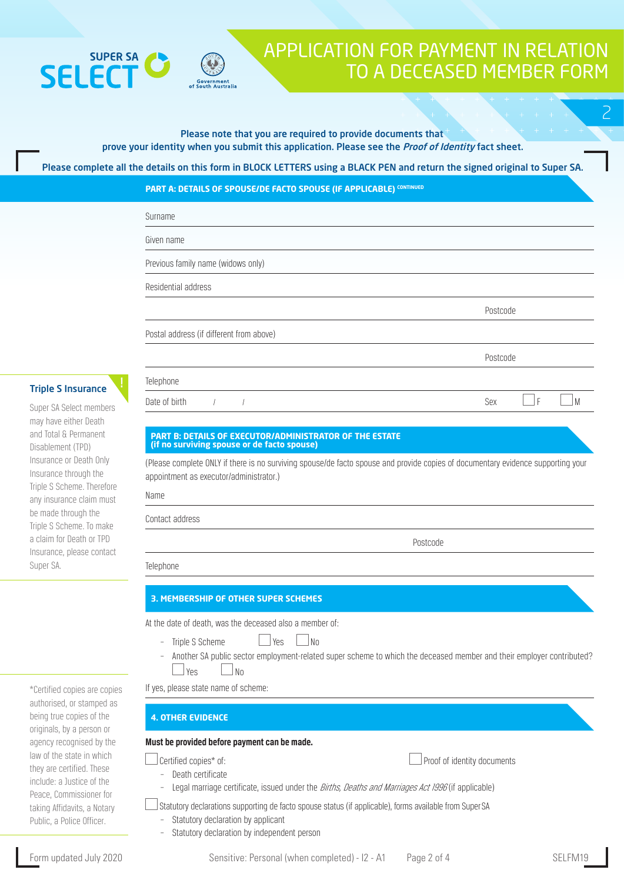# APPLICATION FOR PAYMENT IN RELATION TO A DECEASED MEMBER FORM

**Please note that you are required to provide documents that prove your identity when you submit this application. Please see the *Proof of Identity* fact sheet.**

**Please complete all the details on this form in BLOCK LETTERS using a BLACK PEN and return the signed original to Super SA.**

## PART A: DETAILS OF SPOUSE/DE FACTO SPOUSE (IF APPLICABLE) CONTINUED

Surname

Given name

Previous family name (widows only)

Residential address

Postcode

Postal address (if different from above)

Postcode

Telephone

Date of birth / / Sex ☐ F ☐ M

**Triple S Insurance**

Super SA Select members may have either Death and Total & Permanent Disablement (TPD) Insurance or Death Only Insurance through the Triple S Scheme. Therefore any insurance claim must be made through the Triple S Scheme. To make a claim for Death or TPD Insurance, please contact Super SA.

## PART B: DETAILS OF EXECUTOR/ADMINISTRATOR OF THE ESTATE (if no surviving spouse or de facto spouse)

(Please complete ONLY if there is no surviving spouse/de facto spouse and provide copies of documentary evidence supporting your appointment as executor/administrator.)

Name

Contact address

Postcode

Telephone

## 3. MEMBERSHIP OF OTHER SUPER SCHEMES

At the date of death, was the deceased also a member of:

- Triple S Scheme ☐ Yes ☐ No
- Another SA public sector employment-related super scheme to which the deceased member and their employer contributed? ☐ Yes ☐ No

If yes, please state name of scheme:

## 4. OTHER EVIDENCE

**Must be provided before payment can be made.**

☐ Certified copies* of:
- Death certificate
- Legal marriage certificate, issued under the *Births, Deaths and Marriages Act 1996* (if applicable)

☐ Proof of identity documents

☐ Statutory declarations supporting de facto spouse status (if applicable), forms available from Super SA
- Statutory declaration by applicant
- Statutory declaration by independent person

*Certified copies are copies authorised, or stamped as being true copies of the originals, by a person or agency recognised by the law of the state in which they are certified. These include: a Justice of the Peace, Commissioner for taking Affidavits, a Notary Public, a Police Officer.

Form updated July 2020 Sensitive: Personal (when completed) - I2 - A1 SELFM19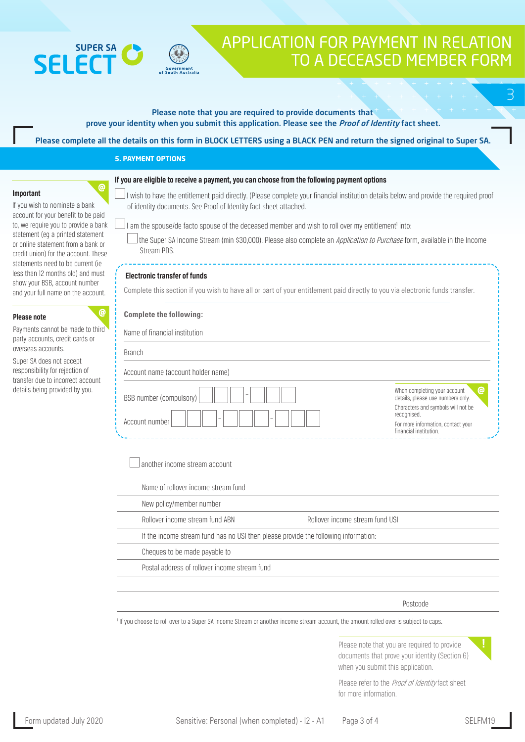# APPLICATION FOR PAYMENT IN RELATION TO A DECEASED MEMBER FORM

**Please note that you are required to provide documents that prove your identity when you submit this application. Please see the *Proof of Identity* fact sheet.**

**Please complete all the details on this form in BLOCK LETTERS using a BLACK PEN and return the signed original to Super SA.**

## 5. PAYMENT OPTIONS

**Important**

If you wish to nominate a bank account for your benefit to be paid to, we require you to provide a bank statement (eg a printed statement or online statement from a bank or credit union) for the account. These statements need to be current (ie less than 12 months old) and must show your BSB, account number and your full name on the account.

**Please note**

Payments cannot be made to third party accounts, credit cards or overseas accounts.

Super SA does not accept responsibility for rejection of transfer due to incorrect account details being provided by you.

**If you are eligible to receive a payment, you can choose from the following payment options**

☐ I wish to have the entitlement paid directly. (Please complete your financial institution details below and provide the required proof of identity documents. See Proof of Identity fact sheet attached.

☐ I am the spouse/de facto spouse of the deceased member and wish to roll over my entitlement[1] into:

☐ the Super SA Income Stream (min $30,000). Please also complete an *Application to Purchase* form, available in the Income Stream PDS.

**Electronic transfer of funds**

Complete this section if you wish to have all or part of your entitlement paid directly to you via electronic funds transfer.

**Complete the following:**

Name of financial institution ____________________

Branch ____________________

Account name (account holder name) ____________________

BSB number (compulsory) ☐☐☐ - ☐☐☐

Account number ☐☐☐ - ☐☐☐ - ☐☐☐

When completing your account details, please use numbers only. Characters and symbols will not be recognised.

For more information, contact your financial institution.

☐ another income stream account

Name of rollover income stream fund ____________________

New policy/member number ____________________

Rollover income stream fund ABN ____________________ Rollover income stream fund USI ____________________

If the income stream fund has no USI then please provide the following information:

Cheques to be made payable to ____________________

Postal address of rollover income stream fund ____________________

____________________

Postcode ____________________

[1] If you choose to roll over to a Super SA Income Stream or another income stream account, the amount rolled over is subject to caps.

Please note that you are required to provide documents that prove your identity (Section 6) when you submit this application.

Please refer to the *Proof of Identity* fact sheet for more information.

Form updated July 2020 | Sensitive: Personal (when completed) - I2 - A1 | SELFM19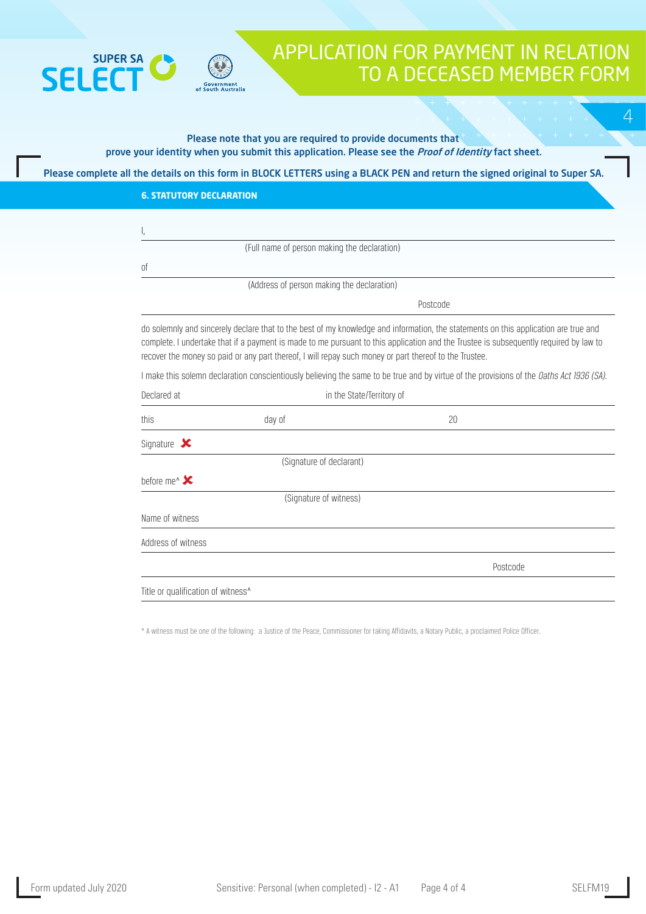# APPLICATION FOR PAYMENT IN RELATION TO A DECEASED MEMBER FORM

**Please note that you are required to provide documents that prove your identity when you submit this application. Please see the *Proof of Identity* fact sheet.**

**Please complete all the details on this form in BLOCK LETTERS using a BLACK PEN and return the signed original to Super SA.**

## 6. STATUTORY DECLARATION

I, ______________________________________________

(Full name of person making the declaration)

of ______________________________________________

(Address of person making the declaration)

Postcode __________

do solemnly and sincerely declare that to the best of my knowledge and information, the statements on this application are true and complete. I undertake that if a payment is made to me pursuant to this application and the Trustee is subsequently required by law to recover the money so paid or any part thereof, I will repay such money or part thereof to the Trustee.

I make this solemn declaration conscientiously believing the same to be true and by virtue of the provisions of the *Oaths Act 1936 (SA).*

Declared at __________ in the State/Territory of __________

this __________ day of __________ 20__________

Signature ✘ __________

(Signature of declarant)

before me^ ✘ __________

(Signature of witness)

Name of witness __________

Address of witness __________

Postcode __________

Title or qualification of witness^ __________

^ A witness must be one of the following: a Justice of the Peace, Commissioner for taking Affidavits, a Notary Public, a proclaimed Police Officer.

Form updated July 2020 | Sensitive: Personal (when completed) - I2 - A1 | SELFM19